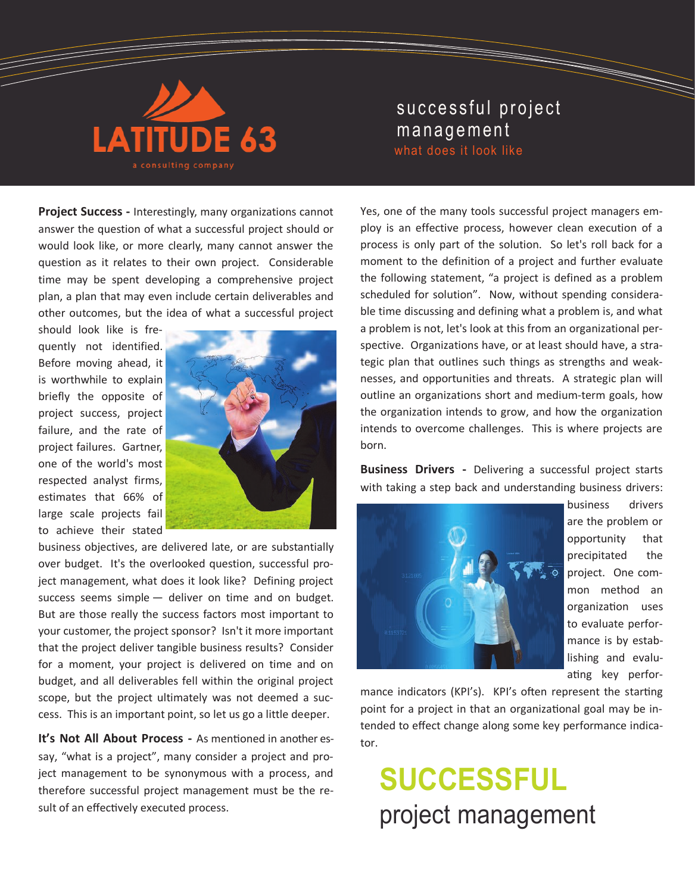LATITUDE 63

a consulting company

# successful project management

## what does it look like

**Project Success -** Interestingly, many organizations cannot answer the question of what a successful project should or would look like, or more clearly, many cannot answer the question as it relates to their own project. Considerable time may be spent developing a comprehensive project plan, a plan that may even include certain deliverables and other outcomes, but the idea of what a successful project should look like is frequently not identified. Before moving ahead, it is worthwhile to explain briefly the opposite of project success, project failure, and the rate of project failures. Gartner, one of the world's most respected analyst firms, estimates that 66% of large scale projects fail to achieve their stated business objectives, are delivered late, or are substantially over budget. It's the overlooked question, successful project management, what does it look like? Defining project success seems simple — deliver on time and on budget. But are those really the success factors most important to your customer, the project sponsor? Isn't it more important that the project deliver tangible business results? Consider for a moment, your project is delivered on time and on budget, and all deliverables fell within the original project scope, but the project ultimately was not deemed a success. This is an important point, so let us go a little deeper.

**It's Not All About Process -** As mentioned in another essay, "what is a project", many consider a project and project management to be synonymous with a process, and therefore successful project management must be the result of an effectively executed process.

Yes, one of the many tools successful project managers employ is an effective process, however clean execution of a process is only part of the solution. So let's roll back for a moment to the definition of a project and further evaluate the following statement, "a project is defined as a problem scheduled for solution". Now, without spending considerable time discussing and defining what a problem is, and what a problem is not, let's look at this from an organizational perspective. Organizations have, or at least should have, a strategic plan that outlines such things as strengths and weaknesses, and opportunities and threats. A strategic plan will outline an organizations short and medium-term goals, how the organization intends to grow, and how the organization intends to overcome challenges. This is where projects are born.

**Business Drivers -** Delivering a successful project starts with taking a step back and understanding business drivers: business drivers are the problem or opportunity that precipitated the project. One common method an organization uses to evaluate performance is by establishing and evaluating key performance indicators (KPI's). KPI's often represent the starting point for a project in that an organizational goal may be intended to effect change along some key performance indicator.

**SUCCESSFUL**
project management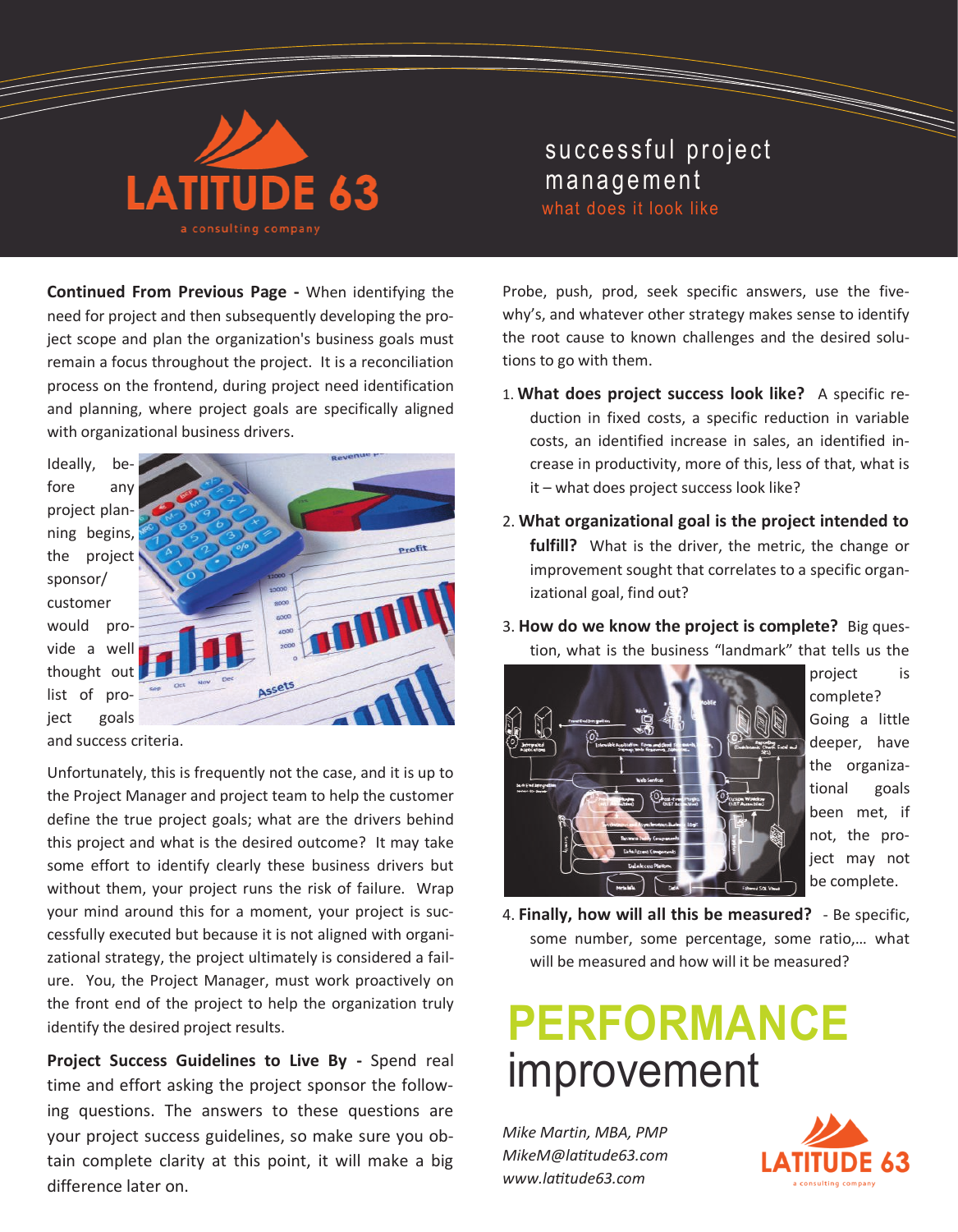# successful project management

## what does it look like

**Continued From Previous Page -** When identifying the need for project and then subsequently developing the project scope and plan the organization's business goals must remain a focus throughout the project. It is a reconciliation process on the frontend, during project need identification and planning, where project goals are specifically aligned with organizational business drivers.

Ideally, before any project planning begins, the project sponsor/customer would provide a well thought out list of project goals and success criteria.

Unfortunately, this is frequently not the case, and it is up to the Project Manager and project team to help the customer define the true project goals; what are the drivers behind this project and what is the desired outcome? It may take some effort to identify clearly these business drivers but without them, your project runs the risk of failure. Wrap your mind around this for a moment, your project is successfully executed but because it is not aligned with organizational strategy, the project ultimately is considered a failure. You, the Project Manager, must work proactively on the front end of the project to help the organization truly identify the desired project results.

**Project Success Guidelines to Live By -** Spend real time and effort asking the project sponsor the following questions. The answers to these questions are your project success guidelines, so make sure you obtain complete clarity at this point, it will make a big difference later on.

Probe, push, prod, seek specific answers, use the five-why's, and whatever other strategy makes sense to identify the root cause to known challenges and the desired solutions to go with them.

1. **What does project success look like?** A specific reduction in fixed costs, a specific reduction in variable costs, an identified increase in sales, an identified increase in productivity, more of this, less of that, what is it – what does project success look like?
2. **What organizational goal is the project intended to fulfill?** What is the driver, the metric, the change or improvement sought that correlates to a specific organizational goal, find out?
3. **How do we know the project is complete?** Big question, what is the business "landmark" that tells us the project is complete? Going a little deeper, have the organizational goals been met, if not, the project may not be complete.
4. **Finally, how will all this be measured?** - Be specific, some number, some percentage, some ratio,… what will be measured and how will it be measured?

# PERFORMANCE improvement

*Mike Martin, MBA, PMP*
*MikeM@latitude63.com*
*www.latitude63.com*